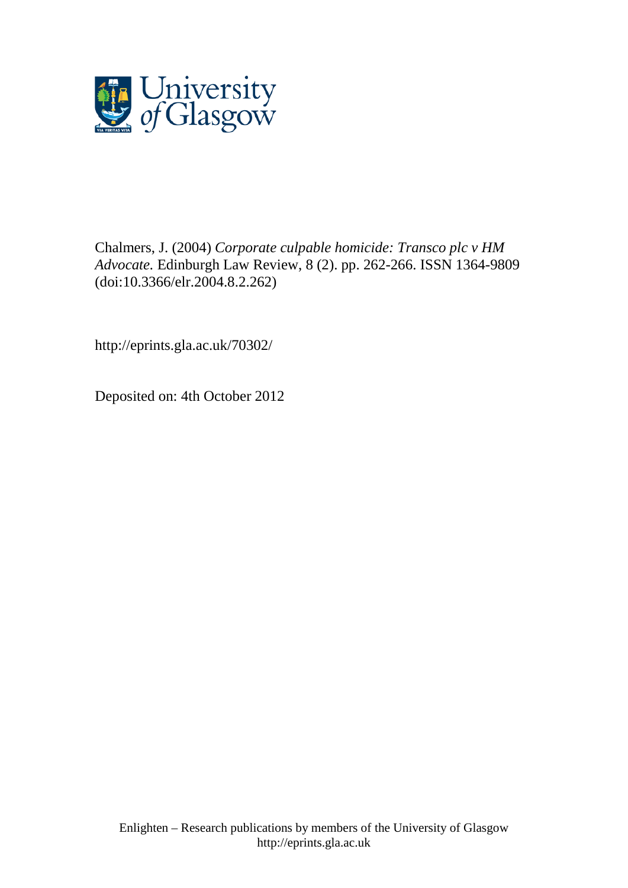Chalmers, J. (2004) *Corporate culpable homicide: Transco plc v HM Advocate.* Edinburgh Law Review, 8 (2). pp. 262-266. ISSN 1364-9809 (doi:10.3366/elr.2004.8.2.262)

http://eprints.gla.ac.uk/70302/

Deposited on: 4th October 2012

Enlighten – Research publications by members of the University of Glasgow
http://eprints.gla.ac.uk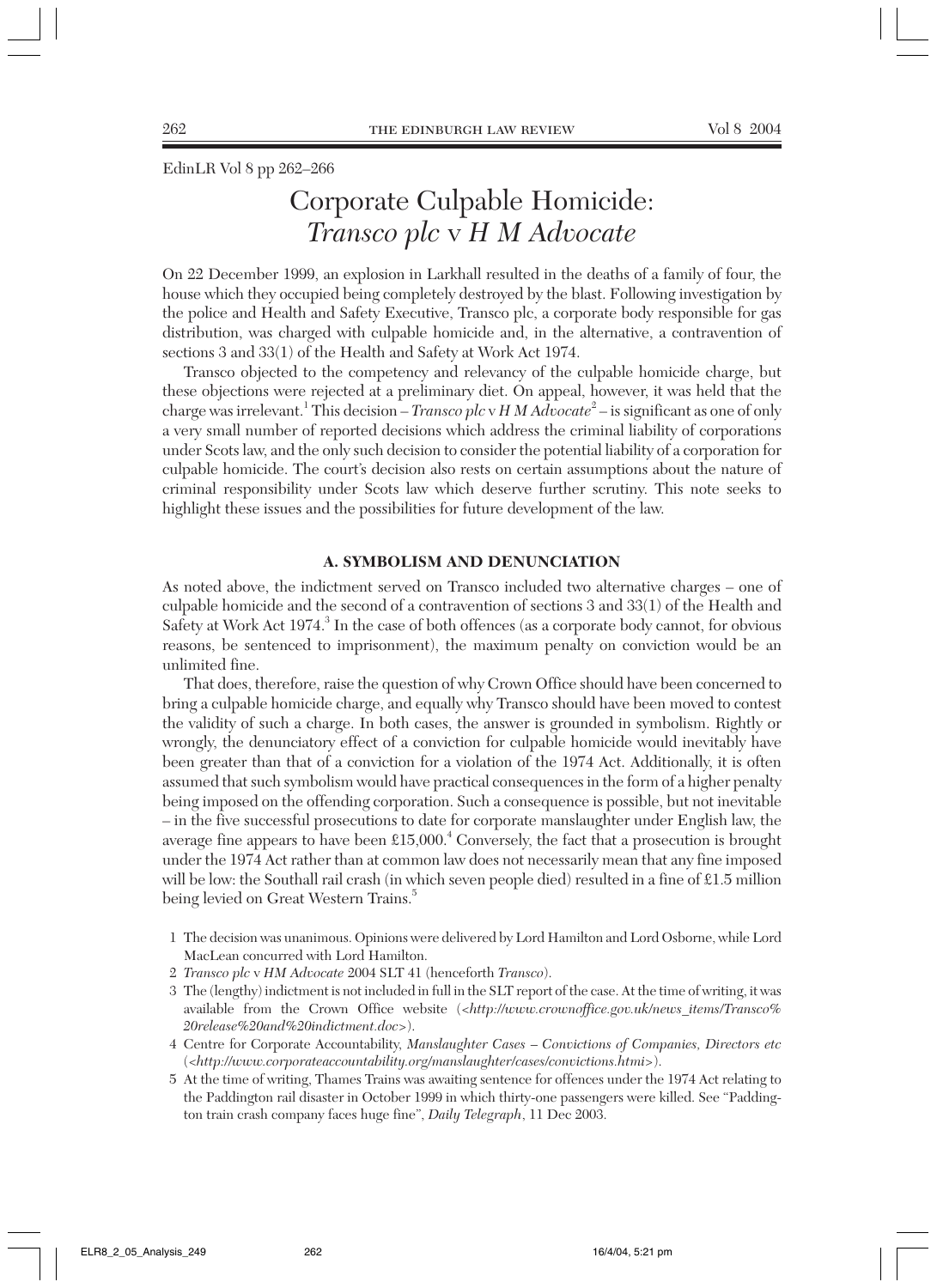EdinLR Vol 8 pp 262–266

# Corporate Culpable Homicide: *Transco plc* v *H M Advocate*

On 22 December 1999, an explosion in Larkhall resulted in the deaths of a family of four, the house which they occupied being completely destroyed by the blast. Following investigation by the police and Health and Safety Executive, Transco plc, a corporate body responsible for gas distribution, was charged with culpable homicide and, in the alternative, a contravention of sections 3 and 33(1) of the Health and Safety at Work Act 1974.

Transco objected to the competency and relevancy of the culpable homicide charge, but these objections were rejected at a preliminary diet. On appeal, however, it was held that the charge was irrelevant.[1] This decision – *Transco plc* v *H M Advocate*[2] – is significant as one of only a very small number of reported decisions which address the criminal liability of corporations under Scots law, and the only such decision to consider the potential liability of a corporation for culpable homicide. The court's decision also rests on certain assumptions about the nature of criminal responsibility under Scots law which deserve further scrutiny. This note seeks to highlight these issues and the possibilities for future development of the law.

## A. SYMBOLISM AND DENUNCIATION

As noted above, the indictment served on Transco included two alternative charges – one of culpable homicide and the second of a contravention of sections 3 and 33(1) of the Health and Safety at Work Act 1974.[3] In the case of both offences (as a corporate body cannot, for obvious reasons, be sentenced to imprisonment), the maximum penalty on conviction would be an unlimited fine.

That does, therefore, raise the question of why Crown Office should have been concerned to bring a culpable homicide charge, and equally why Transco should have been moved to contest the validity of such a charge. In both cases, the answer is grounded in symbolism. Rightly or wrongly, the denunciatory effect of a conviction for culpable homicide would inevitably have been greater than that of a conviction for a violation of the 1974 Act. Additionally, it is often assumed that such symbolism would have practical consequences in the form of a higher penalty being imposed on the offending corporation. Such a consequence is possible, but not inevitable – in the five successful prosecutions to date for corporate manslaughter under English law, the average fine appears to have been £15,000.[4] Conversely, the fact that a prosecution is brought under the 1974 Act rather than at common law does not necessarily mean that any fine imposed will be low: the Southall rail crash (in which seven people died) resulted in a fine of £1.5 million being levied on Great Western Trains.[5]

1 The decision was unanimous. Opinions were delivered by Lord Hamilton and Lord Osborne, while Lord MacLean concurred with Lord Hamilton.

2 *Transco plc* v *HM Advocate* 2004 SLT 41 (henceforth *Transco*).

3 The (lengthy) indictment is not included in full in the SLT report of the case. At the time of writing, it was available from the Crown Office website (*<http://www.crownoffice.gov.uk/news_items/Transco%20release%20and%20indictment.doc>*).

4 Centre for Corporate Accountability, *Manslaughter Cases – Convictions of Companies, Directors etc* (*<http://www.corporateaccountability.org/manslaughter/cases/convictions.htm>*).

5 At the time of writing, Thames Trains was awaiting sentence for offences under the 1974 Act relating to the Paddington rail disaster in October 1999 in which thirty-one passengers were killed. See "Paddington train crash company faces huge fine", *Daily Telegraph*, 11 Dec 2003.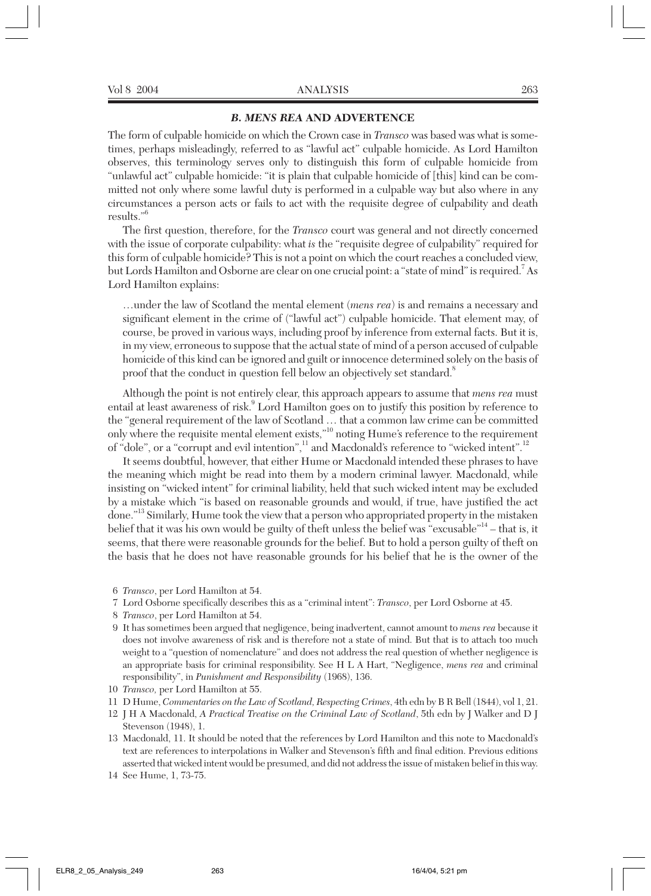### *B. MENS REA* AND ADVERTENCE

The form of culpable homicide on which the Crown case in *Transco* was based was what is sometimes, perhaps misleadingly, referred to as "lawful act" culpable homicide. As Lord Hamilton observes, this terminology serves only to distinguish this form of culpable homicide from "unlawful act" culpable homicide: "it is plain that culpable homicide of [this] kind can be committed not only where some lawful duty is performed in a culpable way but also where in any circumstances a person acts or fails to act with the requisite degree of culpability and death results."[6]

The first question, therefore, for the *Transco* court was general and not directly concerned with the issue of corporate culpability: what *is* the "requisite degree of culpability" required for this form of culpable homicide? This is not a point on which the court reaches a concluded view, but Lords Hamilton and Osborne are clear on one crucial point: a "state of mind" is required.[7] As Lord Hamilton explains:

> …under the law of Scotland the mental element (*mens rea*) is and remains a necessary and significant element in the crime of ("lawful act") culpable homicide. That element may, of course, be proved in various ways, including proof by inference from external facts. But it is, in my view, erroneous to suppose that the actual state of mind of a person accused of culpable homicide of this kind can be ignored and guilt or innocence determined solely on the basis of proof that the conduct in question fell below an objectively set standard.[8]

Although the point is not entirely clear, this approach appears to assume that *mens rea* must entail at least awareness of risk.[9] Lord Hamilton goes on to justify this position by reference to the "general requirement of the law of Scotland … that a common law crime can be committed only where the requisite mental element exists,"[10] noting Hume's reference to the requirement of "dole", or a "corrupt and evil intention",[11] and Macdonald's reference to "wicked intent".[12]

It seems doubtful, however, that either Hume or Macdonald intended these phrases to have the meaning which might be read into them by a modern criminal lawyer. Macdonald, while insisting on "wicked intent" for criminal liability, held that such wicked intent may be excluded by a mistake which "is based on reasonable grounds and would, if true, have justified the act done."[13] Similarly, Hume took the view that a person who appropriated property in the mistaken belief that it was his own would be guilty of theft unless the belief was "excusable"[14] – that is, it seems, that there were reasonable grounds for the belief. But to hold a person guilty of theft on the basis that he does not have reasonable grounds for his belief that he is the owner of the

---

6 *Transco*, per Lord Hamilton at 54.

7 Lord Osborne specifically describes this as a "criminal intent": *Transco*, per Lord Osborne at 45.

8 *Transco*, per Lord Hamilton at 54.

9 It has sometimes been argued that negligence, being inadvertent, cannot amount to *mens rea* because it does not involve awareness of risk and is therefore not a state of mind. But that is to attach too much weight to a "question of nomenclature" and does not address the real question of whether negligence is an appropriate basis for criminal responsibility. See H L A Hart, "Negligence, *mens rea* and criminal responsibility", in *Punishment and Responsibility* (1968), 136.

10 *Transco*, per Lord Hamilton at 55.

11 D Hume, *Commentaries on the Law of Scotland, Respecting Crimes*, 4th edn by B R Bell (1844), vol 1, 21.

12 J H A Macdonald, *A Practical Treatise on the Criminal Law of Scotland*, 5th edn by J Walker and D J Stevenson (1948), 1.

13 Macdonald, 11. It should be noted that the references by Lord Hamilton and this note to Macdonald's text are references to interpolations in Walker and Stevenson's fifth and final edition. Previous editions asserted that wicked intent would be presumed, and did not address the issue of mistaken belief in this way.

14 See Hume, 1, 73-75.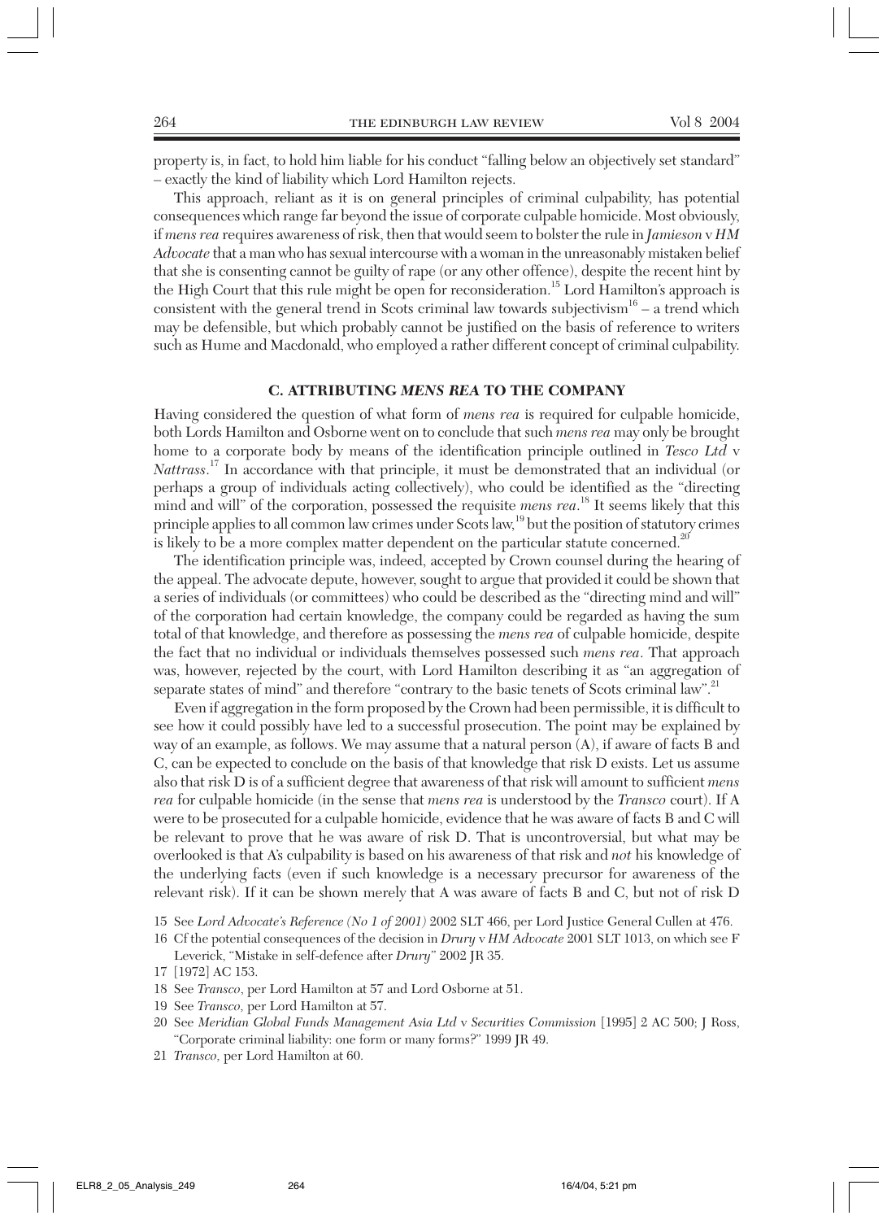property is, in fact, to hold him liable for his conduct "falling below an objectively set standard" – exactly the kind of liability which Lord Hamilton rejects.

This approach, reliant as it is on general principles of criminal culpability, has potential consequences which range far beyond the issue of corporate culpable homicide. Most obviously, if *mens rea* requires awareness of risk, then that would seem to bolster the rule in *Jamieson* v *HM Advocate* that a man who has sexual intercourse with a woman in the unreasonably mistaken belief that she is consenting cannot be guilty of rape (or any other offence), despite the recent hint by the High Court that this rule might be open for reconsideration.[15] Lord Hamilton's approach is consistent with the general trend in Scots criminal law towards subjectivism[16] – a trend which may be defensible, but which probably cannot be justified on the basis of reference to writers such as Hume and Macdonald, who employed a rather different concept of criminal culpability.

## C. ATTRIBUTING *MENS REA* TO THE COMPANY

Having considered the question of what form of *mens rea* is required for culpable homicide, both Lords Hamilton and Osborne went on to conclude that such *mens rea* may only be brought home to a corporate body by means of the identification principle outlined in *Tesco Ltd* v *Nattrass*.[17] In accordance with that principle, it must be demonstrated that an individual (or perhaps a group of individuals acting collectively), who could be identified as the "directing mind and will" of the corporation, possessed the requisite *mens rea*.[18] It seems likely that this principle applies to all common law crimes under Scots law,[19] but the position of statutory crimes is likely to be a more complex matter dependent on the particular statute concerned.[20]

The identification principle was, indeed, accepted by Crown counsel during the hearing of the appeal. The advocate depute, however, sought to argue that provided it could be shown that a series of individuals (or committees) who could be described as the "directing mind and will" of the corporation had certain knowledge, the company could be regarded as having the sum total of that knowledge, and therefore as possessing the *mens rea* of culpable homicide, despite the fact that no individual or individuals themselves possessed such *mens rea*. That approach was, however, rejected by the court, with Lord Hamilton describing it as "an aggregation of separate states of mind" and therefore "contrary to the basic tenets of Scots criminal law".[21]

Even if aggregation in the form proposed by the Crown had been permissible, it is difficult to see how it could possibly have led to a successful prosecution. The point may be explained by way of an example, as follows. We may assume that a natural person (A), if aware of facts B and C, can be expected to conclude on the basis of that knowledge that risk D exists. Let us assume also that risk D is of a sufficient degree that awareness of that risk will amount to sufficient *mens rea* for culpable homicide (in the sense that *mens rea* is understood by the *Transco* court). If A were to be prosecuted for a culpable homicide, evidence that he was aware of facts B and C will be relevant to prove that he was aware of risk D. That is uncontroversial, but what may be overlooked is that A's culpability is based on his awareness of that risk and *not* his knowledge of the underlying facts (even if such knowledge is a necessary precursor for awareness of the relevant risk). If it can be shown merely that A was aware of facts B and C, but not of risk D

15 See *Lord Advocate's Reference (No 1 of 2001)* 2002 SLT 466, per Lord Justice General Cullen at 476.

16 Cf the potential consequences of the decision in *Drury* v *HM Advocate* 2001 SLT 1013, on which see F Leverick, "Mistake in self-defence after *Drury*" 2002 JR 35.

17 [1972] AC 153.

18 See *Transco*, per Lord Hamilton at 57 and Lord Osborne at 51.

19 See *Transco*, per Lord Hamilton at 57.

20 See *Meridian Global Funds Management Asia Ltd* v *Securities Commission* [1995] 2 AC 500; J Ross, "Corporate criminal liability: one form or many forms?" 1999 JR 49.

21 *Transco*, per Lord Hamilton at 60.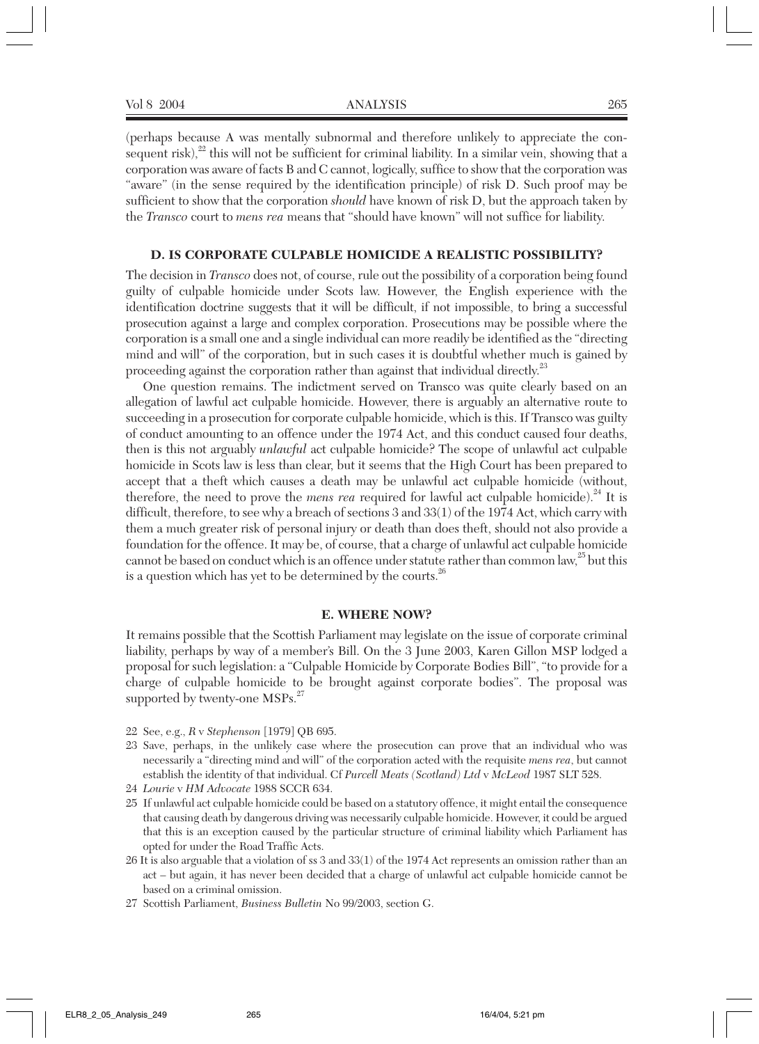(perhaps because A was mentally subnormal and therefore unlikely to appreciate the consequent risk),[22] this will not be sufficient for criminal liability. In a similar vein, showing that a corporation was aware of facts B and C cannot, logically, suffice to show that the corporation was "aware" (in the sense required by the identification principle) of risk D. Such proof may be sufficient to show that the corporation *should* have known of risk D, but the approach taken by the *Transco* court to *mens rea* means that "should have known" will not suffice for liability.

### D. IS CORPORATE CULPABLE HOMICIDE A REALISTIC POSSIBILITY?

The decision in *Transco* does not, of course, rule out the possibility of a corporation being found guilty of culpable homicide under Scots law. However, the English experience with the identification doctrine suggests that it will be difficult, if not impossible, to bring a successful prosecution against a large and complex corporation. Prosecutions may be possible where the corporation is a small one and a single individual can more readily be identified as the "directing mind and will" of the corporation, but in such cases it is doubtful whether much is gained by proceeding against the corporation rather than against that individual directly.[23]

One question remains. The indictment served on Transco was quite clearly based on an allegation of lawful act culpable homicide. However, there is arguably an alternative route to succeeding in a prosecution for corporate culpable homicide, which is this. If Transco was guilty of conduct amounting to an offence under the 1974 Act, and this conduct caused four deaths, then is this not arguably *unlawful* act culpable homicide? The scope of unlawful act culpable homicide in Scots law is less than clear, but it seems that the High Court has been prepared to accept that a theft which causes a death may be unlawful act culpable homicide (without, therefore, the need to prove the *mens rea* required for lawful act culpable homicide).[24] It is difficult, therefore, to see why a breach of sections 3 and 33(1) of the 1974 Act, which carry with them a much greater risk of personal injury or death than does theft, should not also provide a foundation for the offence. It may be, of course, that a charge of unlawful act culpable homicide cannot be based on conduct which is an offence under statute rather than common law,[25] but this is a question which has yet to be determined by the courts.[26]

### E. WHERE NOW?

It remains possible that the Scottish Parliament may legislate on the issue of corporate criminal liability, perhaps by way of a member's Bill. On the 3 June 2003, Karen Gillon MSP lodged a proposal for such legislation: a "Culpable Homicide by Corporate Bodies Bill", "to provide for a charge of culpable homicide to be brought against corporate bodies". The proposal was supported by twenty-one MSPs.[27]

---

22 See, e.g., *R* v *Stephenson* [1979] QB 695.

23 Save, perhaps, in the unlikely case where the prosecution can prove that an individual who was necessarily a "directing mind and will" of the corporation acted with the requisite *mens rea*, but cannot establish the identity of that individual. Cf *Purcell Meats (Scotland) Ltd* v *McLeod* 1987 SLT 528.

24 *Lourie* v *HM Advocate* 1988 SCCR 634.

25 If unlawful act culpable homicide could be based on a statutory offence, it might entail the consequence that causing death by dangerous driving was necessarily culpable homicide. However, it could be argued that this is an exception caused by the particular structure of criminal liability which Parliament has opted for under the Road Traffic Acts.

26 It is also arguable that a violation of ss 3 and 33(1) of the 1974 Act represents an omission rather than an act – but again, it has never been decided that a charge of unlawful act culpable homicide cannot be based on a criminal omission.

27 Scottish Parliament, *Business Bulletin* No 99/2003, section G.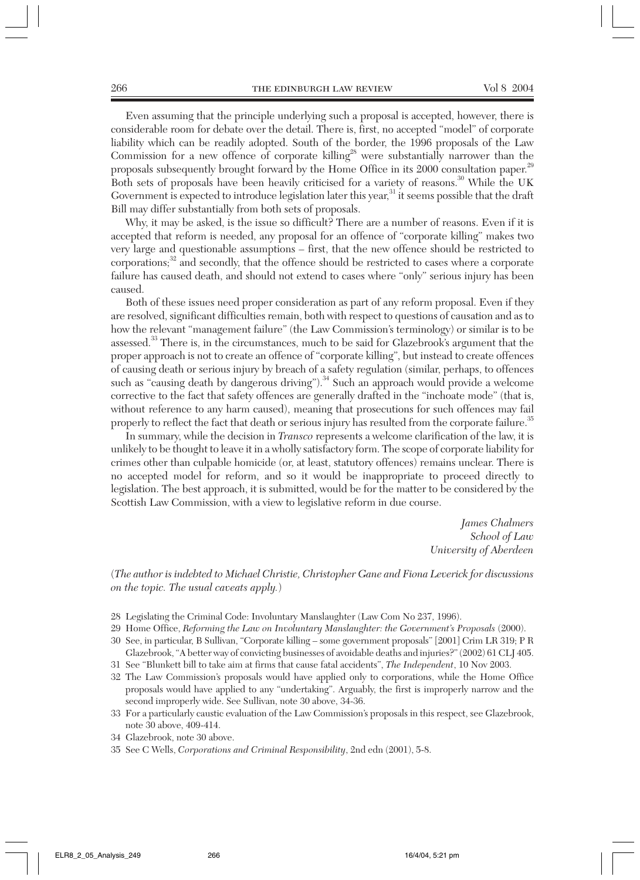Even assuming that the principle underlying such a proposal is accepted, however, there is considerable room for debate over the detail. There is, first, no accepted "model" of corporate liability which can be readily adopted. South of the border, the 1996 proposals of the Law Commission for a new offence of corporate killing[28] were substantially narrower than the proposals subsequently brought forward by the Home Office in its 2000 consultation paper.[29] Both sets of proposals have been heavily criticised for a variety of reasons.[30] While the UK Government is expected to introduce legislation later this year,[31] it seems possible that the draft Bill may differ substantially from both sets of proposals.

Why, it may be asked, is the issue so difficult? There are a number of reasons. Even if it is accepted that reform is needed, any proposal for an offence of "corporate killing" makes two very large and questionable assumptions – first, that the new offence should be restricted to corporations;[32] and secondly, that the offence should be restricted to cases where a corporate failure has caused death, and should not extend to cases where "only" serious injury has been caused.

Both of these issues need proper consideration as part of any reform proposal. Even if they are resolved, significant difficulties remain, both with respect to questions of causation and as to how the relevant "management failure" (the Law Commission's terminology) or similar is to be assessed.[33] There is, in the circumstances, much to be said for Glazebrook's argument that the proper approach is not to create an offence of "corporate killing", but instead to create offences of causing death or serious injury by breach of a safety regulation (similar, perhaps, to offences such as "causing death by dangerous driving").[34] Such an approach would provide a welcome corrective to the fact that safety offences are generally drafted in the "inchoate mode" (that is, without reference to any harm caused), meaning that prosecutions for such offences may fail properly to reflect the fact that death or serious injury has resulted from the corporate failure.[35]

In summary, while the decision in *Transco* represents a welcome clarification of the law, it is unlikely to be thought to leave it in a wholly satisfactory form. The scope of corporate liability for crimes other than culpable homicide (or, at least, statutory offences) remains unclear. There is no accepted model for reform, and so it would be inappropriate to proceed directly to legislation. The best approach, it is submitted, would be for the matter to be considered by the Scottish Law Commission, with a view to legislative reform in due course.

*James Chalmers*
*School of Law*
*University of Aberdeen*

(*The author is indebted to Michael Christie, Christopher Gane and Fiona Leverick for discussions on the topic. The usual caveats apply.*)

28 Legislating the Criminal Code: Involuntary Manslaughter (Law Com No 237, 1996).

29 Home Office, *Reforming the Law on Involuntary Manslaughter: the Government's Proposals* (2000).

30 See, in particular, B Sullivan, "Corporate killing – some government proposals" [2001] Crim LR 319; P R Glazebrook, "A better way of convicting businesses of avoidable deaths and injuries?" (2002) 61 CLJ 405.

31 See "Blunkett bill to take aim at firms that cause fatal accidents", *The Independent*, 10 Nov 2003.

32 The Law Commission's proposals would have applied only to corporations, while the Home Office proposals would have applied to any "undertaking". Arguably, the first is improperly narrow and the second improperly wide. See Sullivan, note 30 above, 34-36.

33 For a particularly caustic evaluation of the Law Commission's proposals in this respect, see Glazebrook, note 30 above, 409-414.

34 Glazebrook, note 30 above.

35 See C Wells, *Corporations and Criminal Responsibility*, 2nd edn (2001), 5-8.